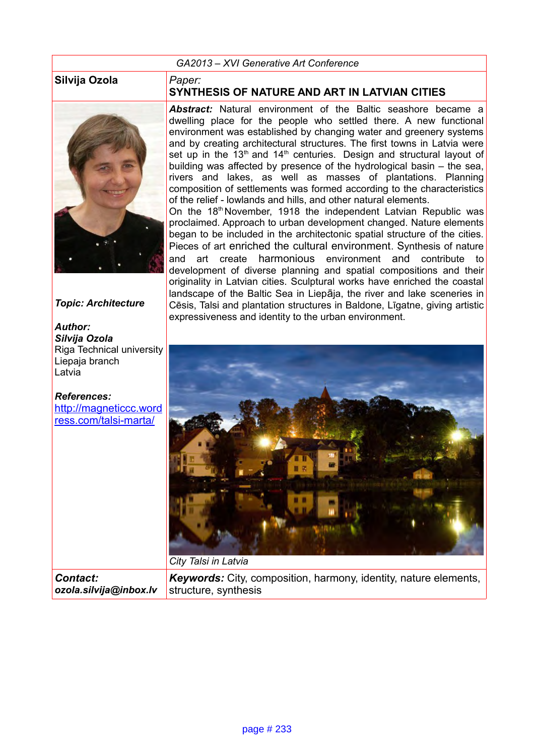*GA2013 – XVI Generative Art Conference*

**Silvija Ozola**

*Paper:*

# SYNTHESIS OF NATURE AND ART IN LATVIAN CITIES

***Abstract:*** Natural environment of the Baltic seashore became a dwelling place for the people who settled there. A new functional environment was established by changing water and greenery systems and by creating architectural structures. The first towns in Latvia were set up in the 13th and 14th centuries. Design and structural layout of building was affected by presence of the hydrological basin – the sea, rivers and lakes, as well as masses of plantations. Planning composition of settlements was formed according to the characteristics of the relief - lowlands and hills, and other natural elements.

On the 18th November, 1918 the independent Latvian Republic was proclaimed. Approach to urban development changed. Nature elements began to be included in the architectonic spatial structure of the cities. Pieces of art enriched the cultural environment. Synthesis of nature and art create harmonious environment and contribute to development of diverse planning and spatial compositions and their originality in Latvian cities. Sculptural works have enriched the coastal landscape of the Baltic Sea in Liepāja, the river and lake sceneries in Cēsis, Talsi and plantation structures in Baldone, Līgatne, giving artistic expressiveness and identity to the urban environment.

***Topic: Architecture***

***Author:***
***Silvija Ozola***
Riga Technical university
Liepaja branch
Latvia

***References:***
http://magneticcc.wordpress.com/talsi-marta/

*City Talsi in Latvia*

***Contact:***
***ozola.silvija@inbox.lv***

***Keywords:*** City, composition, harmony, identity, nature elements, structure, synthesis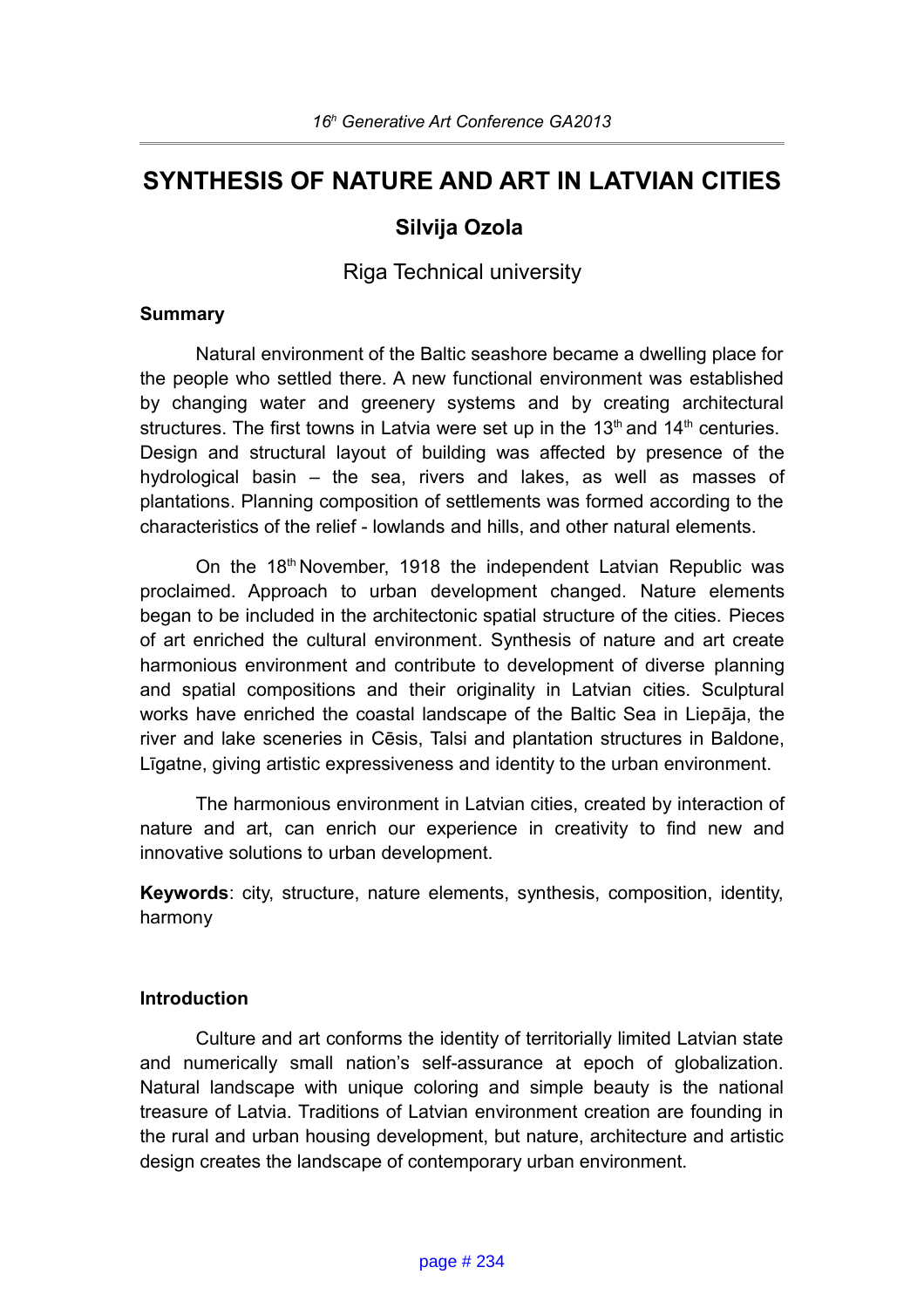# SYNTHESIS OF NATURE AND ART IN LATVIAN CITIES

## Silvija Ozola

Riga Technical university

### Summary

Natural environment of the Baltic seashore became a dwelling place for the people who settled there. A new functional environment was established by changing water and greenery systems and by creating architectural structures. The first towns in Latvia were set up in the 13th and 14th centuries. Design and structural layout of building was affected by presence of the hydrological basin – the sea, rivers and lakes, as well as masses of plantations. Planning composition of settlements was formed according to the characteristics of the relief - lowlands and hills, and other natural elements.

On the 18th November, 1918 the independent Latvian Republic was proclaimed. Approach to urban development changed. Nature elements began to be included in the architectonic spatial structure of the cities. Pieces of art enriched the cultural environment. Synthesis of nature and art create harmonious environment and contribute to development of diverse planning and spatial compositions and their originality in Latvian cities. Sculptural works have enriched the coastal landscape of the Baltic Sea in Liepāja, the river and lake sceneries in Cēsis, Talsi and plantation structures in Baldone, Līgatne, giving artistic expressiveness and identity to the urban environment.

The harmonious environment in Latvian cities, created by interaction of nature and art, can enrich our experience in creativity to find new and innovative solutions to urban development.

**Keywords**: city, structure, nature elements, synthesis, composition, identity, harmony

### Introduction

Culture and art conforms the identity of territorially limited Latvian state and numerically small nation's self-assurance at epoch of globalization. Natural landscape with unique coloring and simple beauty is the national treasure of Latvia. Traditions of Latvian environment creation are founding in the rural and urban housing development, but nature, architecture and artistic design creates the landscape of contemporary urban environment.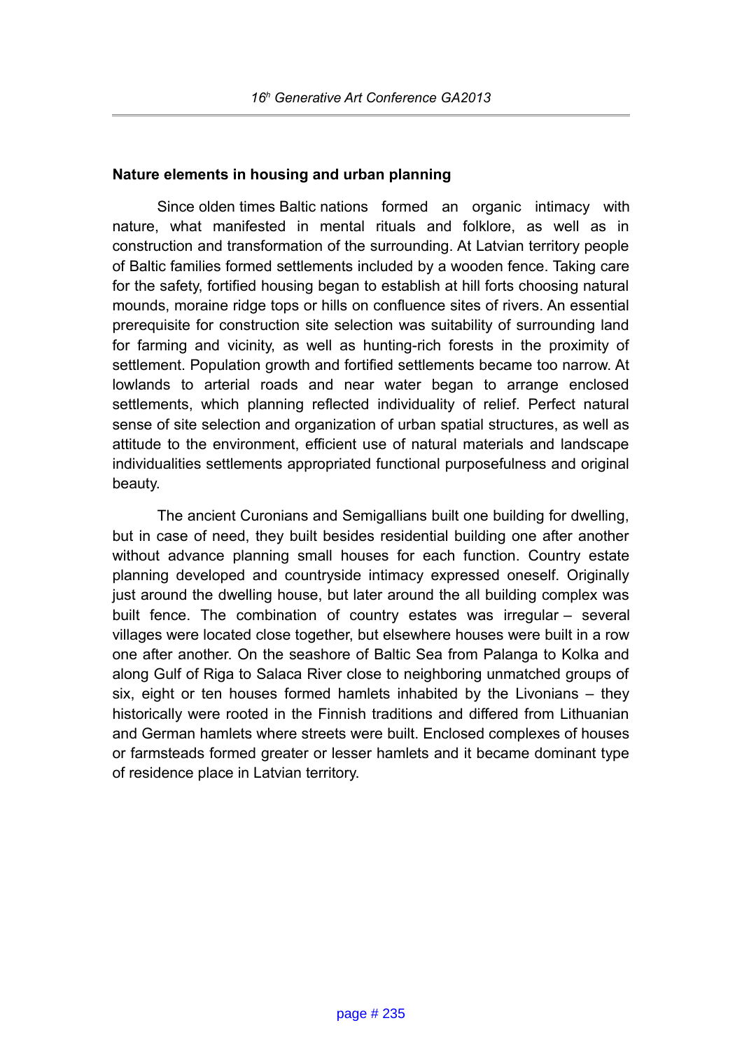**Nature elements in housing and urban planning**

Since olden times Baltic nations formed an organic intimacy with nature, what manifested in mental rituals and folklore, as well as in construction and transformation of the surrounding. At Latvian territory people of Baltic families formed settlements included by a wooden fence. Taking care for the safety, fortified housing began to establish at hill forts choosing natural mounds, moraine ridge tops or hills on confluence sites of rivers. An essential prerequisite for construction site selection was suitability of surrounding land for farming and vicinity, as well as hunting-rich forests in the proximity of settlement. Population growth and fortified settlements became too narrow. At lowlands to arterial roads and near water began to arrange enclosed settlements, which planning reflected individuality of relief. Perfect natural sense of site selection and organization of urban spatial structures, as well as attitude to the environment, efficient use of natural materials and landscape individualities settlements appropriated functional purposefulness and original beauty.

The ancient Curonians and Semigallians built one building for dwelling, but in case of need, they built besides residential building one after another without advance planning small houses for each function. Country estate planning developed and countryside intimacy expressed oneself. Originally just around the dwelling house, but later around the all building complex was built fence. The combination of country estates was irregular – several villages were located close together, but elsewhere houses were built in a row one after another. On the seashore of Baltic Sea from Palanga to Kolka and along Gulf of Riga to Salaca River close to neighboring unmatched groups of six, eight or ten houses formed hamlets inhabited by the Livonians – they historically were rooted in the Finnish traditions and differed from Lithuanian and German hamlets where streets were built. Enclosed complexes of houses or farmsteads formed greater or lesser hamlets and it became dominant type of residence place in Latvian territory.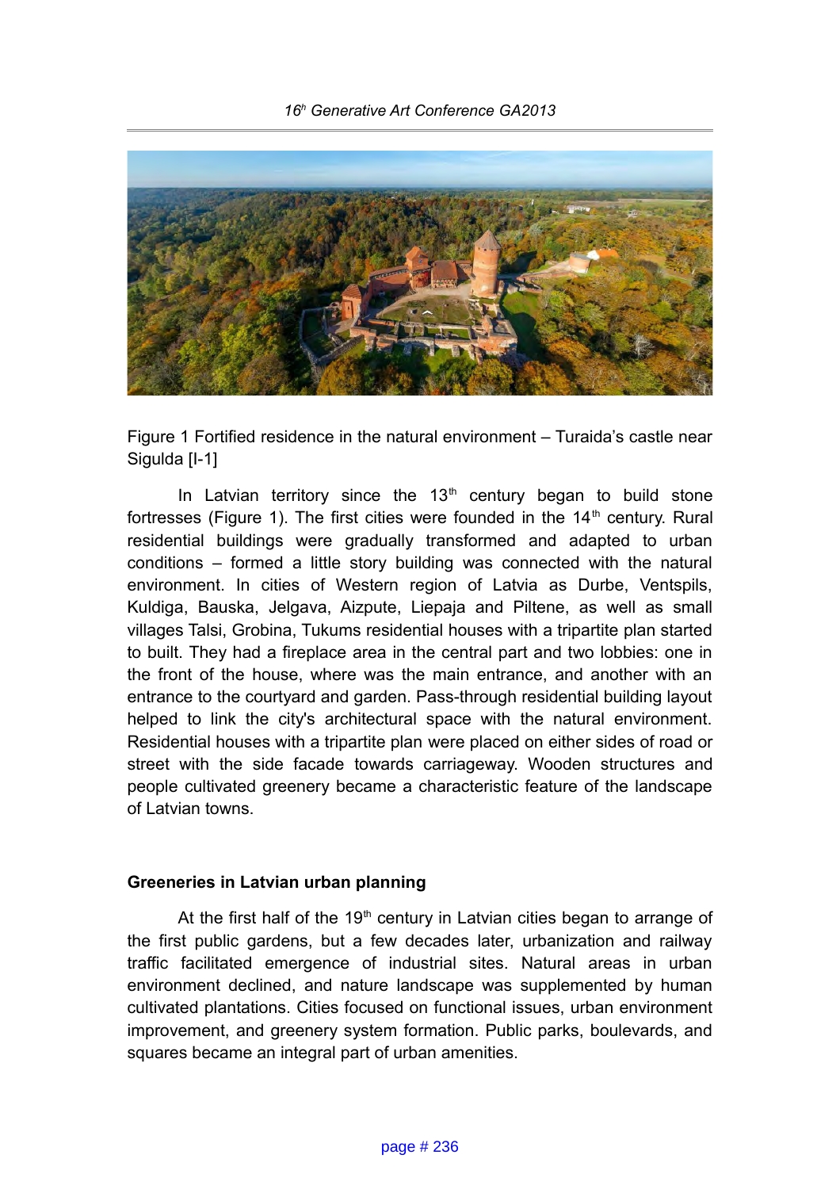Figure 1 Fortified residence in the natural environment – Turaida's castle near Sigulda [I-1]

In Latvian territory since the 13th century began to build stone fortresses (Figure 1). The first cities were founded in the 14th century. Rural residential buildings were gradually transformed and adapted to urban conditions – formed a little story building was connected with the natural environment. In cities of Western region of Latvia as Durbe, Ventspils, Kuldiga, Bauska, Jelgava, Aizpute, Liepaja and Piltene, as well as small villages Talsi, Grobina, Tukums residential houses with a tripartite plan started to built. They had a fireplace area in the central part and two lobbies: one in the front of the house, where was the main entrance, and another with an entrance to the courtyard and garden. Pass-through residential building layout helped to link the city's architectural space with the natural environment. Residential houses with a tripartite plan were placed on either sides of road or street with the side facade towards carriageway. Wooden structures and people cultivated greenery became a characteristic feature of the landscape of Latvian towns.

**Greeneries in Latvian urban planning**

At the first half of the 19th century in Latvian cities began to arrange of the first public gardens, but a few decades later, urbanization and railway traffic facilitated emergence of industrial sites. Natural areas in urban environment declined, and nature landscape was supplemented by human cultivated plantations. Cities focused on functional issues, urban environment improvement, and greenery system formation. Public parks, boulevards, and squares became an integral part of urban amenities.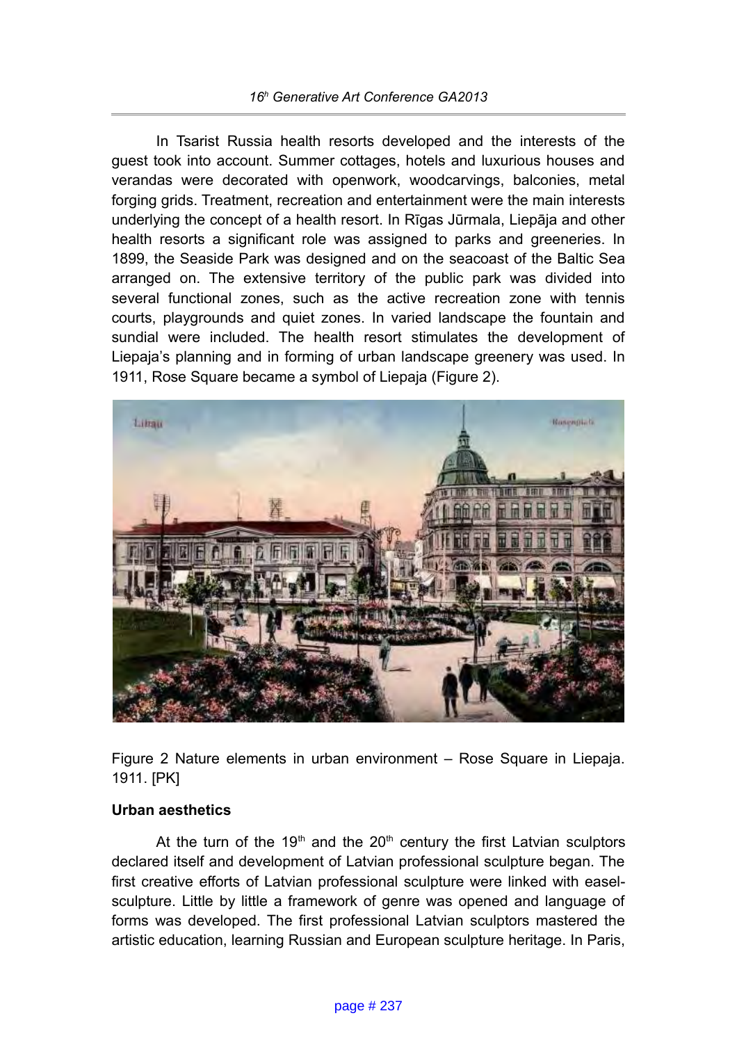In Tsarist Russia health resorts developed and the interests of the guest took into account. Summer cottages, hotels and luxurious houses and verandas were decorated with openwork, woodcarvings, balconies, metal forging grids. Treatment, recreation and entertainment were the main interests underlying the concept of a health resort. In Rīgas Jūrmala, Liepāja and other health resorts a significant role was assigned to parks and greeneries. In 1899, the Seaside Park was designed and on the seacoast of the Baltic Sea arranged on. The extensive territory of the public park was divided into several functional zones, such as the active recreation zone with tennis courts, playgrounds and quiet zones. In varied landscape the fountain and sundial were included. The health resort stimulates the development of Liepaja's planning and in forming of urban landscape greenery was used. In 1911, Rose Square became a symbol of Liepaja (Figure 2).

Figure 2 Nature elements in urban environment – Rose Square in Liepaja. 1911. [PK]

**Urban aesthetics**

At the turn of the 19th and the 20th century the first Latvian sculptors declared itself and development of Latvian professional sculpture began. The first creative efforts of Latvian professional sculpture were linked with easel-sculpture. Little by little a framework of genre was opened and language of forms was developed. The first professional Latvian sculptors mastered the artistic education, learning Russian and European sculpture heritage. In Paris,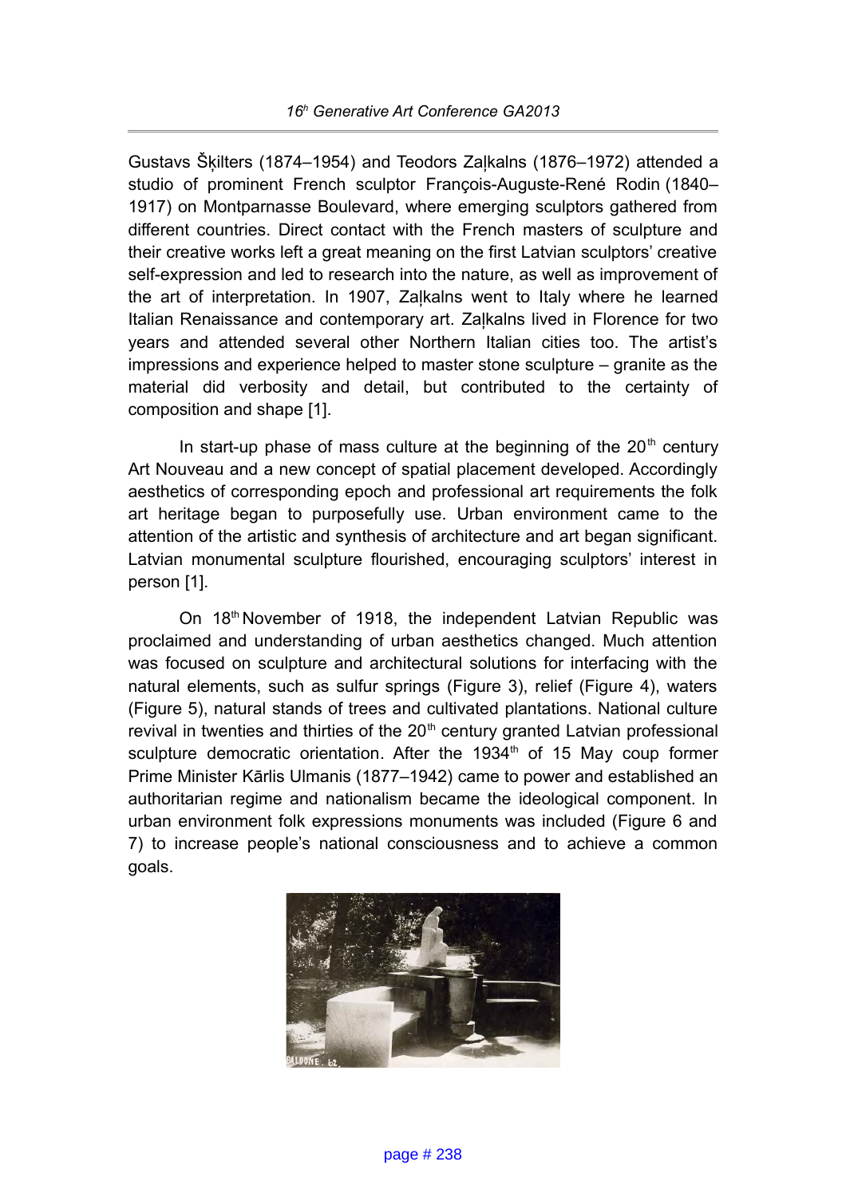Gustavs Šķilters (1874–1954) and Teodors Zaļkalns (1876–1972) attended a studio of prominent French sculptor François-Auguste-René Rodin (1840–1917) on Montparnasse Boulevard, where emerging sculptors gathered from different countries. Direct contact with the French masters of sculpture and their creative works left a great meaning on the first Latvian sculptors' creative self-expression and led to research into the nature, as well as improvement of the art of interpretation. In 1907, Zaļkalns went to Italy where he learned Italian Renaissance and contemporary art. Zaļkalns lived in Florence for two years and attended several other Northern Italian cities too. The artist's impressions and experience helped to master stone sculpture – granite as the material did verbosity and detail, but contributed to the certainty of composition and shape [1].

In start-up phase of mass culture at the beginning of the 20th century Art Nouveau and a new concept of spatial placement developed. Accordingly aesthetics of corresponding epoch and professional art requirements the folk art heritage began to purposefully use. Urban environment came to the attention of the artistic and synthesis of architecture and art began significant. Latvian monumental sculpture flourished, encouraging sculptors' interest in person [1].

On 18th November of 1918, the independent Latvian Republic was proclaimed and understanding of urban aesthetics changed. Much attention was focused on sculpture and architectural solutions for interfacing with the natural elements, such as sulfur springs (Figure 3), relief (Figure 4), waters (Figure 5), natural stands of trees and cultivated plantations. National culture revival in twenties and thirties of the 20th century granted Latvian professional sculpture democratic orientation. After the 1934th of 15 May coup former Prime Minister Kārlis Ulmanis (1877–1942) came to power and established an authoritarian regime and nationalism became the ideological component. In urban environment folk expressions monuments was included (Figure 6 and 7) to increase people's national consciousness and to achieve a common goals.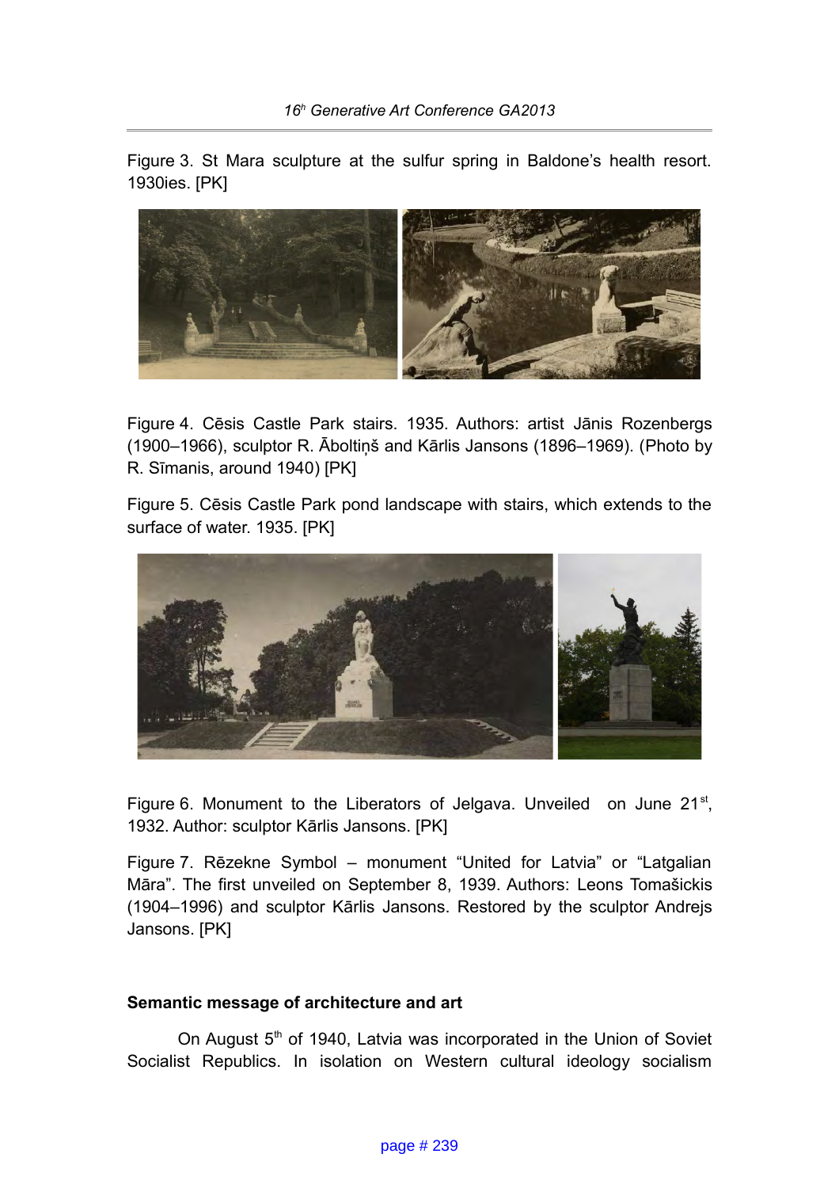Figure 3. St Mara sculpture at the sulfur spring in Baldone's health resort. 1930ies. [PK]

Figure 4. Cēsis Castle Park stairs. 1935. Authors: artist Jānis Rozenbergs (1900–1966), sculptor R. Āboltiņš and Kārlis Jansons (1896–1969). (Photo by R. Sīmanis, around 1940) [PK]

Figure 5. Cēsis Castle Park pond landscape with stairs, which extends to the surface of water. 1935. [PK]

Figure 6. Monument to the Liberators of Jelgava. Unveiled on June 21st, 1932. Author: sculptor Kārlis Jansons. [PK]

Figure 7. Rēzekne Symbol – monument "United for Latvia" or "Latgalian Māra". The first unveiled on September 8, 1939. Authors: Leons Tomašickis (1904–1996) and sculptor Kārlis Jansons. Restored by the sculptor Andrejs Jansons. [PK]

## Semantic message of architecture and art

On August 5th of 1940, Latvia was incorporated in the Union of Soviet Socialist Republics. In isolation on Western cultural ideology socialism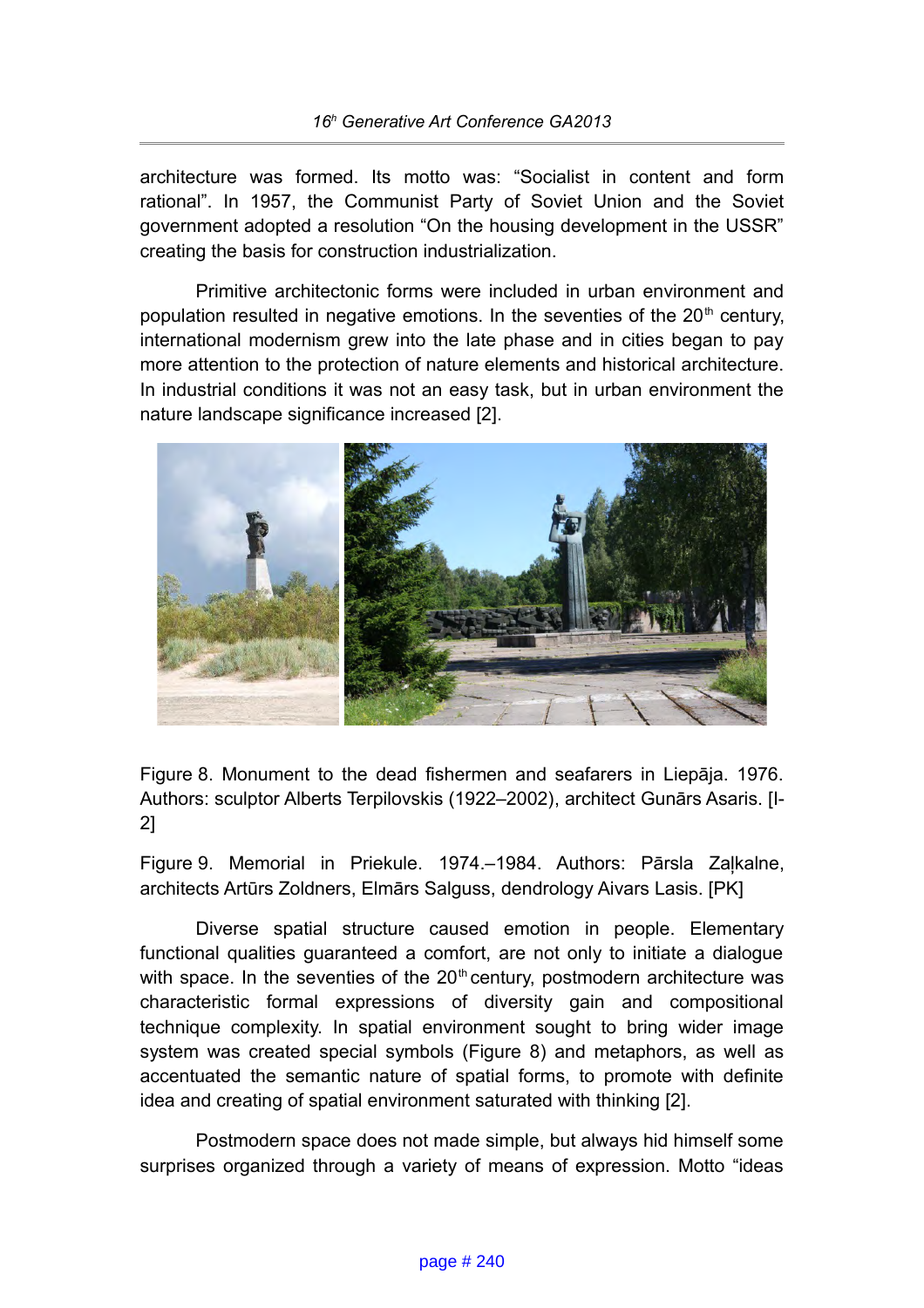architecture was formed. Its motto was: “Socialist in content and form rational”. In 1957, the Communist Party of Soviet Union and the Soviet government adopted a resolution “On the housing development in the USSR” creating the basis for construction industrialization.

Primitive architectonic forms were included in urban environment and population resulted in negative emotions. In the seventies of the 20th century, international modernism grew into the late phase and in cities began to pay more attention to the protection of nature elements and historical architecture. In industrial conditions it was not an easy task, but in urban environment the nature landscape significance increased [2].

Figure 8. Monument to the dead fishermen and seafarers in Liepāja. 1976. Authors: sculptor Alberts Terpilovskis (1922–2002), architect Gunārs Asaris. [I-2]

Figure 9. Memorial in Priekule. 1974.–1984. Authors: Pārsla Zaļkalne, architects Artūrs Zoldners, Elmārs Salguss, dendrology Aivars Lasis. [PK]

Diverse spatial structure caused emotion in people. Elementary functional qualities guaranteed a comfort, are not only to initiate a dialogue with space. In the seventies of the 20th century, postmodern architecture was characteristic formal expressions of diversity gain and compositional technique complexity. In spatial environment sought to bring wider image system was created special symbols (Figure 8) and metaphors, as well as accentuated the semantic nature of spatial forms, to promote with definite idea and creating of spatial environment saturated with thinking [2].

Postmodern space does not made simple, but always hid himself some surprises organized through a variety of means of expression. Motto “ideas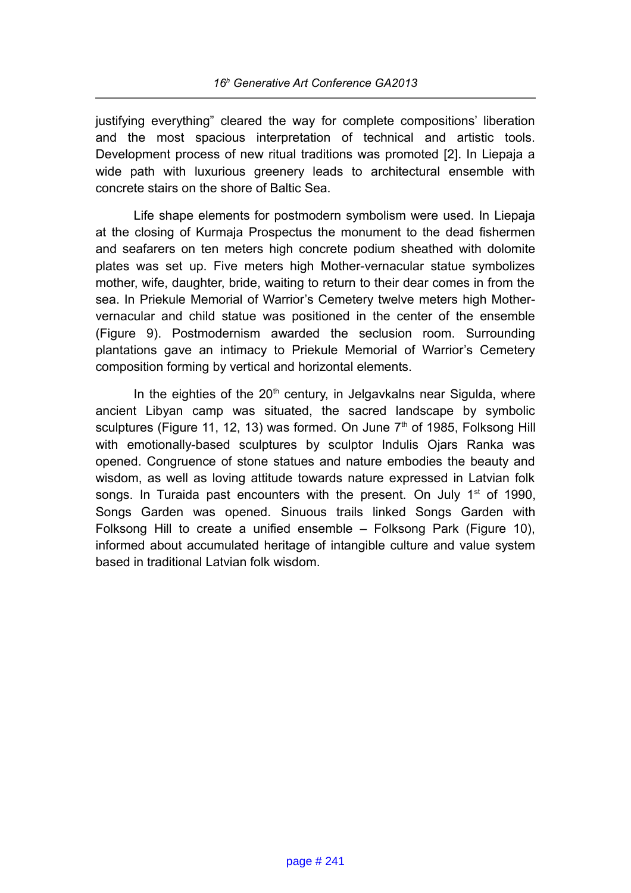justifying everything" cleared the way for complete compositions' liberation and the most spacious interpretation of technical and artistic tools. Development process of new ritual traditions was promoted [2]. In Liepaja a wide path with luxurious greenery leads to architectural ensemble with concrete stairs on the shore of Baltic Sea.

Life shape elements for postmodern symbolism were used. In Liepaja at the closing of Kurmaja Prospectus the monument to the dead fishermen and seafarers on ten meters high concrete podium sheathed with dolomite plates was set up. Five meters high Mother-vernacular statue symbolizes mother, wife, daughter, bride, waiting to return to their dear comes in from the sea. In Priekule Memorial of Warrior's Cemetery twelve meters high Mother-vernacular and child statue was positioned in the center of the ensemble (Figure 9). Postmodernism awarded the seclusion room. Surrounding plantations gave an intimacy to Priekule Memorial of Warrior's Cemetery composition forming by vertical and horizontal elements.

In the eighties of the 20th century, in Jelgavkalns near Sigulda, where ancient Libyan camp was situated, the sacred landscape by symbolic sculptures (Figure 11, 12, 13) was formed. On June 7th of 1985, Folksong Hill with emotionally-based sculptures by sculptor Indulis Ojars Ranka was opened. Congruence of stone statues and nature embodies the beauty and wisdom, as well as loving attitude towards nature expressed in Latvian folk songs. In Turaida past encounters with the present. On July 1st of 1990, Songs Garden was opened. Sinuous trails linked Songs Garden with Folksong Hill to create a unified ensemble – Folksong Park (Figure 10), informed about accumulated heritage of intangible culture and value system based in traditional Latvian folk wisdom.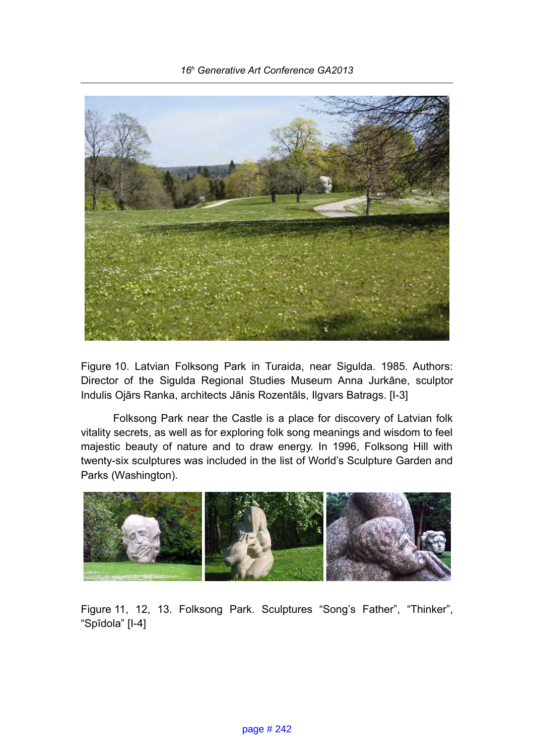Figure 10. Latvian Folksong Park in Turaida, near Sigulda. 1985. Authors: Director of the Sigulda Regional Studies Museum Anna Jurkāne, sculptor Indulis Ojārs Ranka, architects Jānis Rozentāls, Ilgvars Batrags. [I-3]

Folksong Park near the Castle is a place for discovery of Latvian folk vitality secrets, as well as for exploring folk song meanings and wisdom to feel majestic beauty of nature and to draw energy. In 1996, Folksong Hill with twenty-six sculptures was included in the list of World's Sculpture Garden and Parks (Washington).

Figure 11, 12, 13. Folksong Park. Sculptures "Song's Father", "Thinker", "Spīdola" [I-4]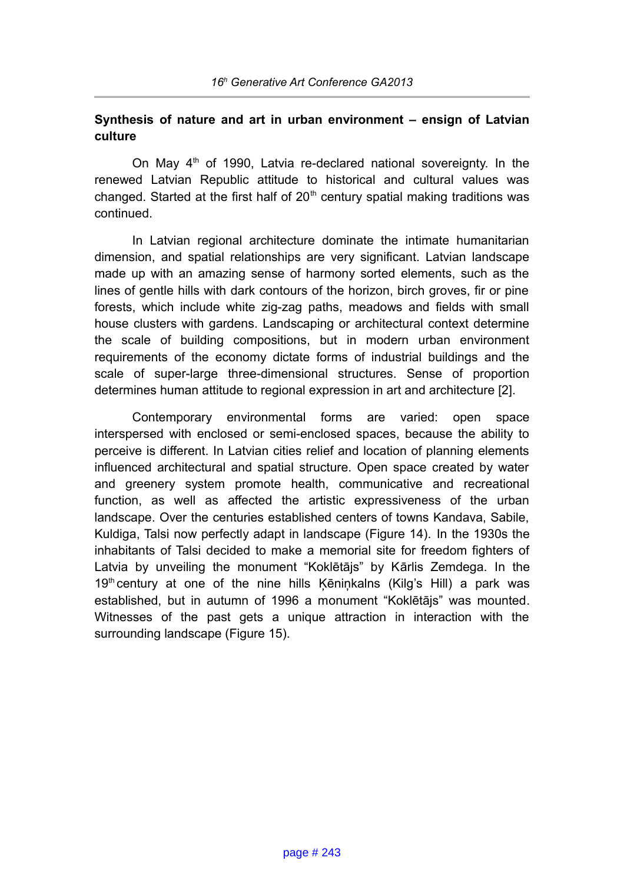### Synthesis of nature and art in urban environment – ensign of Latvian culture

On May 4th of 1990, Latvia re-declared national sovereignty. In the renewed Latvian Republic attitude to historical and cultural values was changed. Started at the first half of 20th century spatial making traditions was continued.

In Latvian regional architecture dominate the intimate humanitarian dimension, and spatial relationships are very significant. Latvian landscape made up with an amazing sense of harmony sorted elements, such as the lines of gentle hills with dark contours of the horizon, birch groves, fir or pine forests, which include white zig-zag paths, meadows and fields with small house clusters with gardens. Landscaping or architectural context determine the scale of building compositions, but in modern urban environment requirements of the economy dictate forms of industrial buildings and the scale of super-large three-dimensional structures. Sense of proportion determines human attitude to regional expression in art and architecture [2].

Contemporary environmental forms are varied: open space interspersed with enclosed or semi-enclosed spaces, because the ability to perceive is different. In Latvian cities relief and location of planning elements influenced architectural and spatial structure. Open space created by water and greenery system promote health, communicative and recreational function, as well as affected the artistic expressiveness of the urban landscape. Over the centuries established centers of towns Kandava, Sabile, Kuldiga, Talsi now perfectly adapt in landscape (Figure 14). In the 1930s the inhabitants of Talsi decided to make a memorial site for freedom fighters of Latvia by unveiling the monument "Koklētājs" by Kārlis Zemdega. In the 19th century at one of the nine hills Ķēniņkalns (Kilg's Hill) a park was established, but in autumn of 1996 a monument "Koklētājs" was mounted. Witnesses of the past gets a unique attraction in interaction with the surrounding landscape (Figure 15).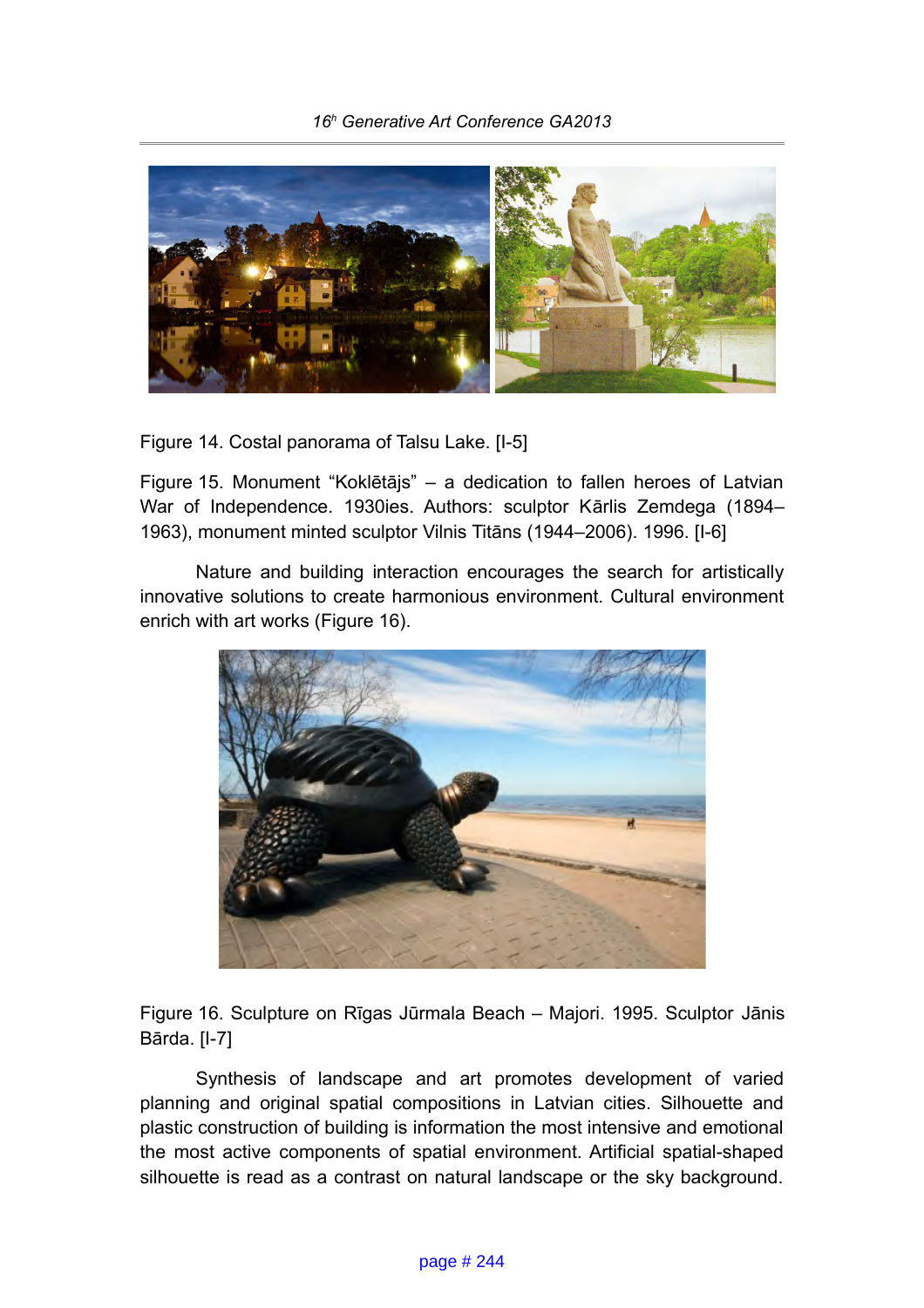Figure 14. Costal panorama of Talsu Lake. [I-5]

Figure 15. Monument “Koklētājs” – a dedication to fallen heroes of Latvian War of Independence. 1930ies. Authors: sculptor Kārlis Zemdega (1894–1963), monument minted sculptor Vilnis Titāns (1944–2006). 1996. [I-6]

Nature and building interaction encourages the search for artistically innovative solutions to create harmonious environment. Cultural environment enrich with art works (Figure 16).

Figure 16. Sculpture on Rīgas Jūrmala Beach – Majori. 1995. Sculptor Jānis Bārda. [I-7]

Synthesis of landscape and art promotes development of varied planning and original spatial compositions in Latvian cities. Silhouette and plastic construction of building is information the most intensive and emotional the most active components of spatial environment. Artificial spatial-shaped silhouette is read as a contrast on natural landscape or the sky background.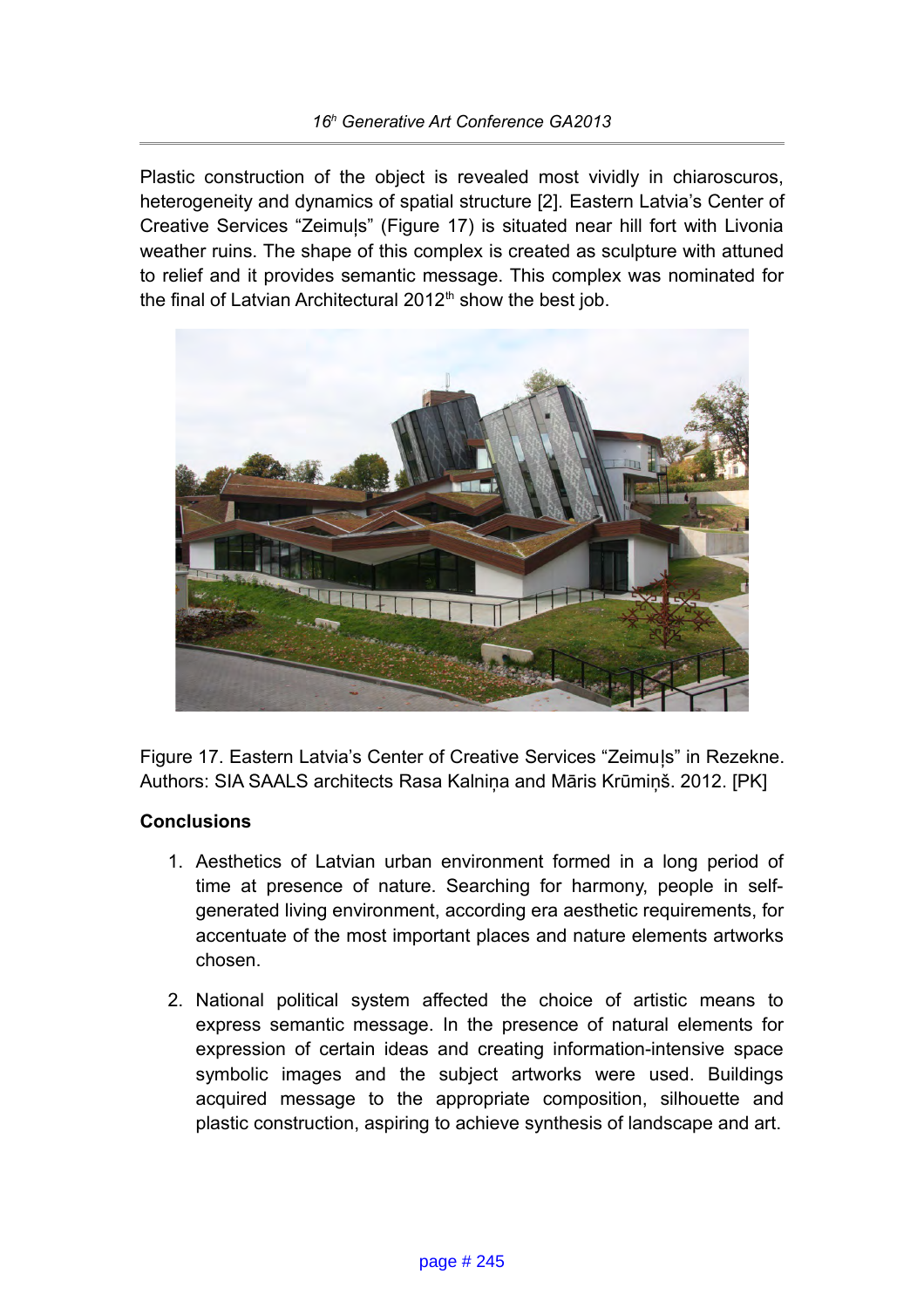Plastic construction of the object is revealed most vividly in chiaroscuros, heterogeneity and dynamics of spatial structure [2]. Eastern Latvia's Center of Creative Services "Zeimuļs" (Figure 17) is situated near hill fort with Livonia weather ruins. The shape of this complex is created as sculpture with attuned to relief and it provides semantic message. This complex was nominated for the final of Latvian Architectural 2012th show the best job.

Figure 17. Eastern Latvia's Center of Creative Services "Zeimuļs" in Rezekne. Authors: SIA SAALS architects Rasa Kalniņa and Māris Krūmiņš. 2012. [PK]

**Conclusions**

1. Aesthetics of Latvian urban environment formed in a long period of time at presence of nature. Searching for harmony, people in self-generated living environment, according era aesthetic requirements, for accentuate of the most important places and nature elements artworks chosen.

2. National political system affected the choice of artistic means to express semantic message. In the presence of natural elements for expression of certain ideas and creating information-intensive space symbolic images and the subject artworks were used. Buildings acquired message to the appropriate composition, silhouette and plastic construction, aspiring to achieve synthesis of landscape and art.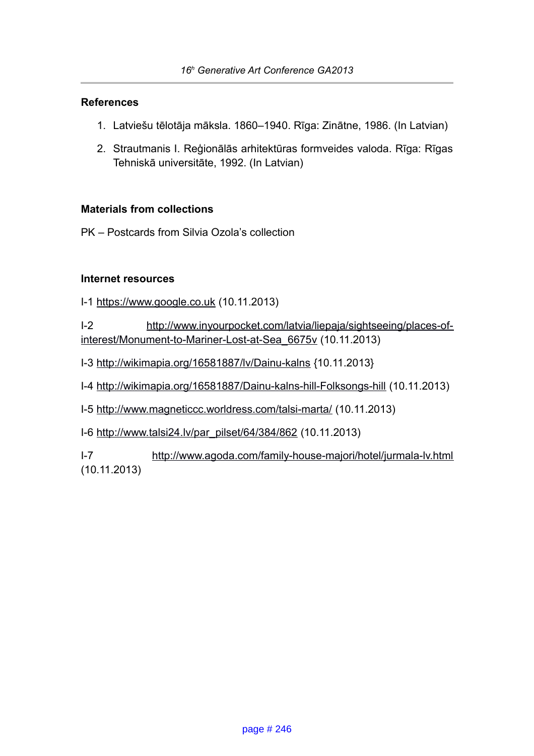## References

1. Latviešu tēlotāja māksla. 1860–1940. Rīga: Zinātne, 1986. (In Latvian)
2. Strautmanis I. Reģionālās arhitektūras formveides valoda. Rīga: Rīgas Tehniskā universitāte, 1992. (In Latvian)

## Materials from collections

PK – Postcards from Silvia Ozola's collection

## Internet resources

I-1 https://www.google.co.uk (10.11.2013)

I-2 http://www.inyourpocket.com/latvia/liepaja/sightseeing/places-of-interest/Monument-to-Mariner-Lost-at-Sea_6675v (10.11.2013)

I-3 http://wikimapia.org/16581887/lv/Dainu-kalns {10.11.2013}

I-4 http://wikimapia.org/16581887/Dainu-kalns-hill-Folksongs-hill (10.11.2013)

I-5 http://www.magneticcc.worldress.com/talsi-marta/ (10.11.2013)

I-6 http://www.talsi24.lv/par_pilset/64/384/862 (10.11.2013)

I-7 http://www.agoda.com/family-house-majori/hotel/jurmala-lv.html (10.11.2013)